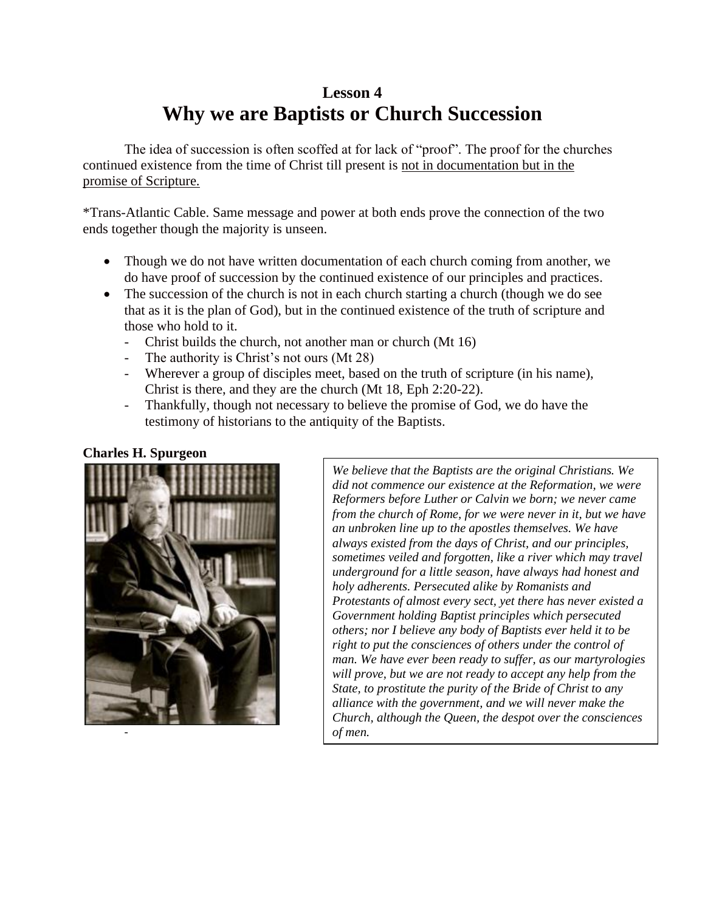# Lesson 4
# Why we are Baptists or Church Succession

The idea of succession is often scoffed at for lack of "proof". The proof for the churches continued existence from the time of Christ till present is <u>not in documentation but in the promise of Scripture.</u>

*Trans-Atlantic Cable. Same message and power at both ends prove the connection of the two ends together though the majority is unseen.

- Though we do not have written documentation of each church coming from another, we do have proof of succession by the continued existence of our principles and practices.
- The succession of the church is not in each church starting a church (though we do see that as it is the plan of God), but in the continued existence of the truth of scripture and those who hold to it.
  - Christ builds the church, not another man or church (Mt 16)
  - The authority is Christ's not ours (Mt 28)
  - Wherever a group of disciples meet, based on the truth of scripture (in his name), Christ is there, and they are the church (Mt 18, Eph 2:20-22).
  - Thankfully, though not necessary to believe the promise of God, we do have the testimony of historians to the antiquity of the Baptists.

**Charles H. Spurgeon**

-

*We believe that the Baptists are the original Christians. We did not commence our existence at the Reformation, we were Reformers before Luther or Calvin we born; we never came from the church of Rome, for we were never in it, but we have an unbroken line up to the apostles themselves. We have always existed from the days of Christ, and our principles, sometimes veiled and forgotten, like a river which may travel underground for a little season, have always had honest and holy adherents. Persecuted alike by Romanists and Protestants of almost every sect, yet there has never existed a Government holding Baptist principles which persecuted others; nor I believe any body of Baptists ever held it to be right to put the consciences of others under the control of man. We have ever been ready to suffer, as our martyrologies will prove, but we are not ready to accept any help from the State, to prostitute the purity of the Bride of Christ to any alliance with the government, and we will never make the Church, although the Queen, the despot over the consciences of men.*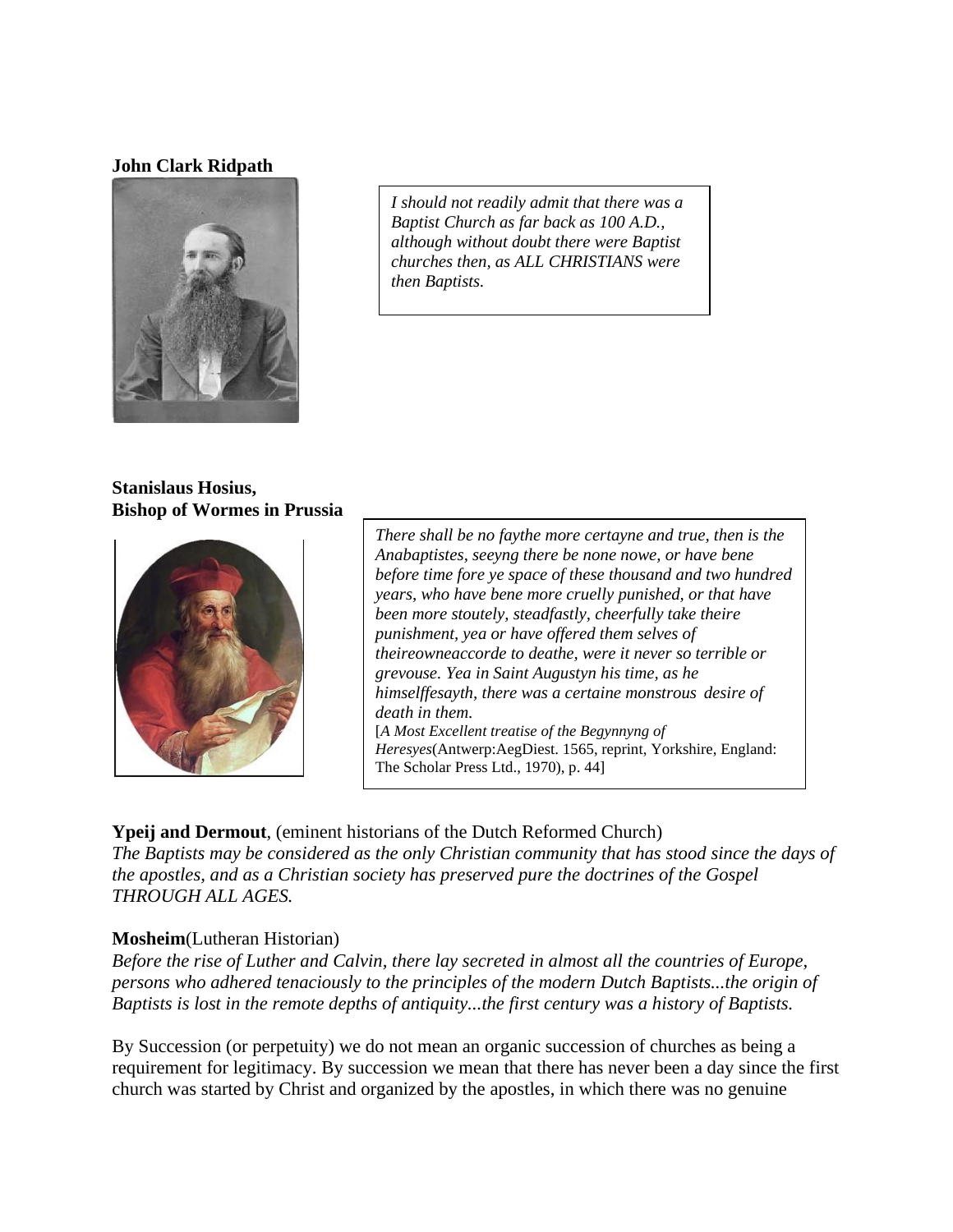**John Clark Ridpath**

*I should not readily admit that there was a Baptist Church as far back as 100 A.D., although without doubt there were Baptist churches then, as ALL CHRISTIANS were then Baptists.*

**Stanislaus Hosius,**
**Bishop of Wormes in Prussia**

*There shall be no faythe more certayne and true, then is the Anabaptistes, seeyng there be none nowe, or have bene before time fore ye space of these thousand and two hundred years, who have bene more cruelly punished, or that have been more stoutely, steadfastly, cheerfully take theire punishment, yea or have offered them selves of theireowneaccorde to deathe, were it never so terrible or grevouse. Yea in Saint Augustyn his time, as he himselffesayth, there was a certaine monstrous desire of death in them.*
[*A Most Excellent treatise of the Begynnyng of Heresyes*(Antwerp:AegDiest. 1565, reprint, Yorkshire, England: The Scholar Press Ltd., 1970), p. 44]

**Ypeij and Dermout**, (eminent historians of the Dutch Reformed Church)
*The Baptists may be considered as the only Christian community that has stood since the days of the apostles, and as a Christian society has preserved pure the doctrines of the Gospel THROUGH ALL AGES.*

**Mosheim**(Lutheran Historian)
*Before the rise of Luther and Calvin, there lay secreted in almost all the countries of Europe, persons who adhered tenaciously to the principles of the modern Dutch Baptists...the origin of Baptists is lost in the remote depths of antiquity...the first century was a history of Baptists.*

By Succession (or perpetuity) we do not mean an organic succession of churches as being a requirement for legitimacy. By succession we mean that there has never been a day since the first church was started by Christ and organized by the apostles, in which there was no genuine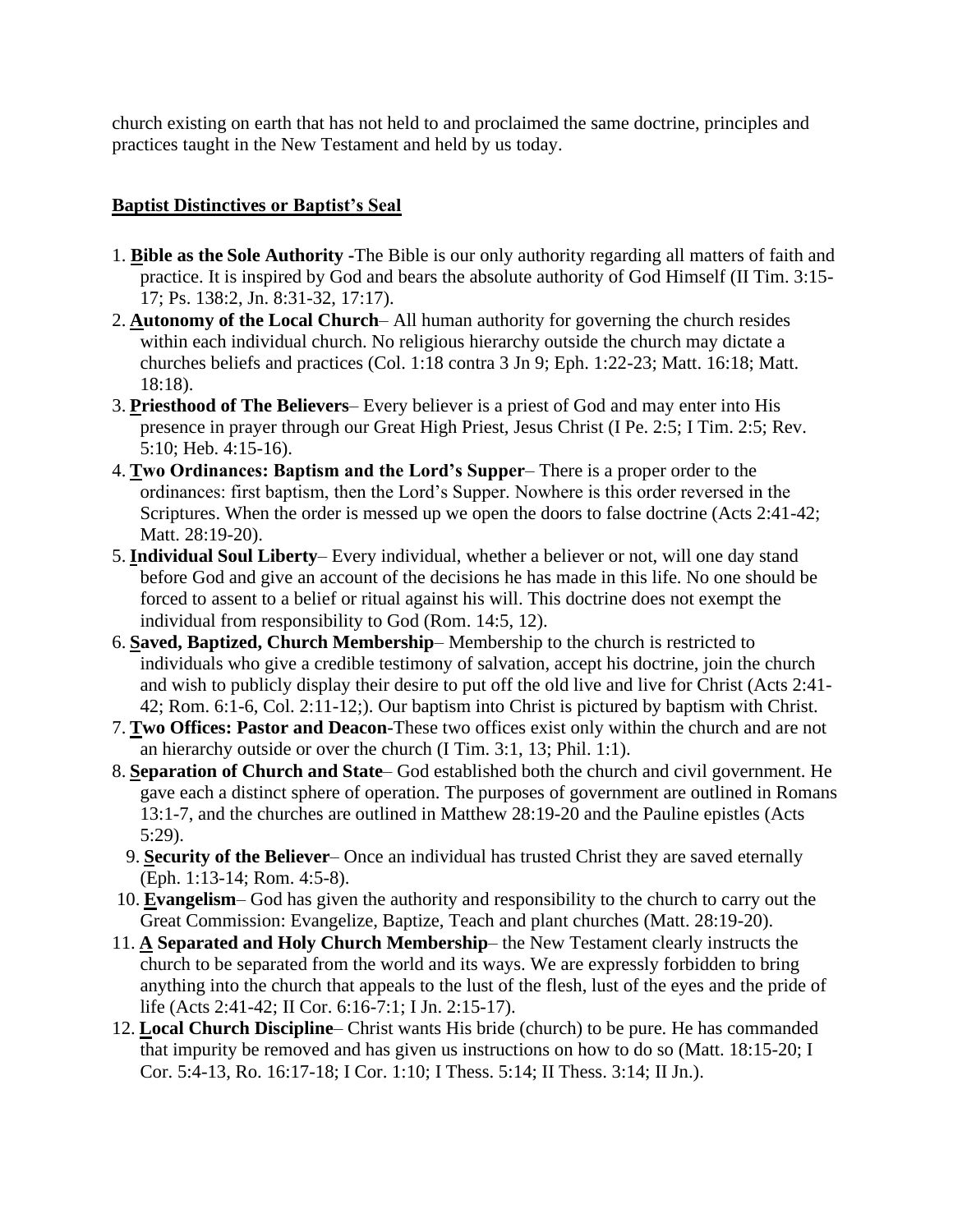church existing on earth that has not held to and proclaimed the same doctrine, principles and practices taught in the New Testament and held by us today.

**Baptist Distinctives or Baptist's Seal**

1. **Bible as the Sole Authority** -The Bible is our only authority regarding all matters of faith and practice. It is inspired by God and bears the absolute authority of God Himself (II Tim. 3:15-17; Ps. 138:2, Jn. 8:31-32, 17:17).
2. **Autonomy of the Local Church**– All human authority for governing the church resides within each individual church. No religious hierarchy outside the church may dictate a churches beliefs and practices (Col. 1:18 contra 3 Jn 9; Eph. 1:22-23; Matt. 16:18; Matt. 18:18).
3. **Priesthood of The Believers**– Every believer is a priest of God and may enter into His presence in prayer through our Great High Priest, Jesus Christ (I Pe. 2:5; I Tim. 2:5; Rev. 5:10; Heb. 4:15-16).
4. **Two Ordinances: Baptism and the Lord's Supper**– There is a proper order to the ordinances: first baptism, then the Lord's Supper. Nowhere is this order reversed in the Scriptures. When the order is messed up we open the doors to false doctrine (Acts 2:41-42; Matt. 28:19-20).
5. **Individual Soul Liberty**– Every individual, whether a believer or not, will one day stand before God and give an account of the decisions he has made in this life. No one should be forced to assent to a belief or ritual against his will. This doctrine does not exempt the individual from responsibility to God (Rom. 14:5, 12).
6. **Saved, Baptized, Church Membership**– Membership to the church is restricted to individuals who give a credible testimony of salvation, accept his doctrine, join the church and wish to publicly display their desire to put off the old live and live for Christ (Acts 2:41-42; Rom. 6:1-6, Col. 2:11-12;). Our baptism into Christ is pictured by baptism with Christ.
7. **Two Offices: Pastor and Deacon**-These two offices exist only within the church and are not an hierarchy outside or over the church (I Tim. 3:1, 13; Phil. 1:1).
8. **Separation of Church and State**– God established both the church and civil government. He gave each a distinct sphere of operation. The purposes of government are outlined in Romans 13:1-7, and the churches are outlined in Matthew 28:19-20 and the Pauline epistles (Acts 5:29).
9. **Security of the Believer**– Once an individual has trusted Christ they are saved eternally (Eph. 1:13-14; Rom. 4:5-8).
10. **Evangelism**– God has given the authority and responsibility to the church to carry out the Great Commission: Evangelize, Baptize, Teach and plant churches (Matt. 28:19-20).
11. **A Separated and Holy Church Membership**– the New Testament clearly instructs the church to be separated from the world and its ways. We are expressly forbidden to bring anything into the church that appeals to the lust of the flesh, lust of the eyes and the pride of life (Acts 2:41-42; II Cor. 6:16-7:1; I Jn. 2:15-17).
12. **Local Church Discipline**– Christ wants His bride (church) to be pure. He has commanded that impurity be removed and has given us instructions on how to do so (Matt. 18:15-20; I Cor. 5:4-13, Ro. 16:17-18; I Cor. 1:10; I Thess. 5:14; II Thess. 3:14; II Jn.).